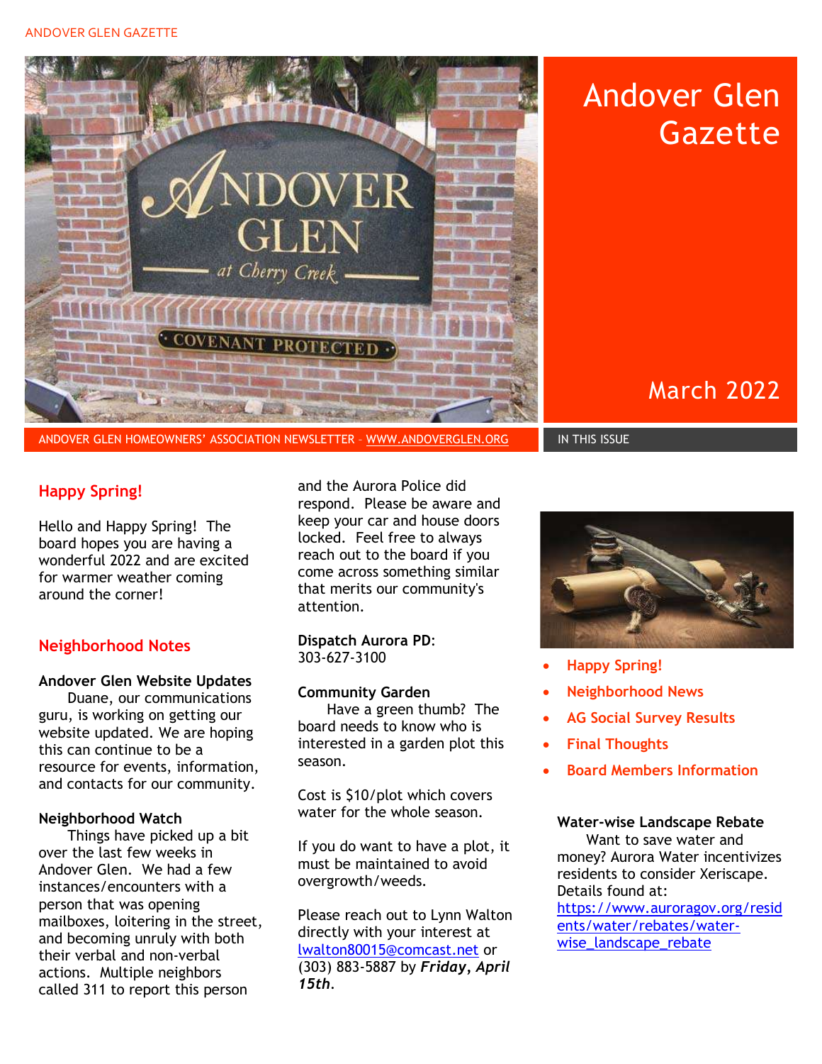# Andover Glen Gazette

March 2022

ANDOVER GLEN HOMEOWNERS' ASSOCIATION NEWSLETTER – WWW.ANDOVERGLEN.ORG

IN THIS ISSUE

- Happy Spring!
- Neighborhood News
- AG Social Survey Results
- Final Thoughts
- Board Members Information

## Happy Spring!

Hello and Happy Spring! The board hopes you are having a wonderful 2022 and are excited for warmer weather coming around the corner!

## Neighborhood Notes

**Andover Glen Website Updates**

Duane, our communications guru, is working on getting our website updated. We are hoping this can continue to be a resource for events, information, and contacts for our community.

**Neighborhood Watch**

Things have picked up a bit over the last few weeks in Andover Glen. We had a few instances/encounters with a person that was opening mailboxes, loitering in the street, and becoming unruly with both their verbal and non-verbal actions. Multiple neighbors called 311 to report this person and the Aurora Police did respond. Please be aware and keep your car and house doors locked. Feel free to always reach out to the board if you come across something similar that merits our community's attention.

**Dispatch Aurora PD**: 303-627-3100

**Community Garden**

Have a green thumb? The board needs to know who is interested in a garden plot this season.

Cost is $10/plot which covers water for the whole season.

If you do want to have a plot, it must be maintained to avoid overgrowth/weeds.

Please reach out to Lynn Walton directly with your interest at lwalton80015@comcast.net or (303) 883-5887 by ***Friday, April 15th***.

**Water-wise Landscape Rebate**

Want to save water and money? Aurora Water incentivizes residents to consider Xeriscape. Details found at: https://www.auroragov.org/residents/water/rebates/water-wise_landscape_rebate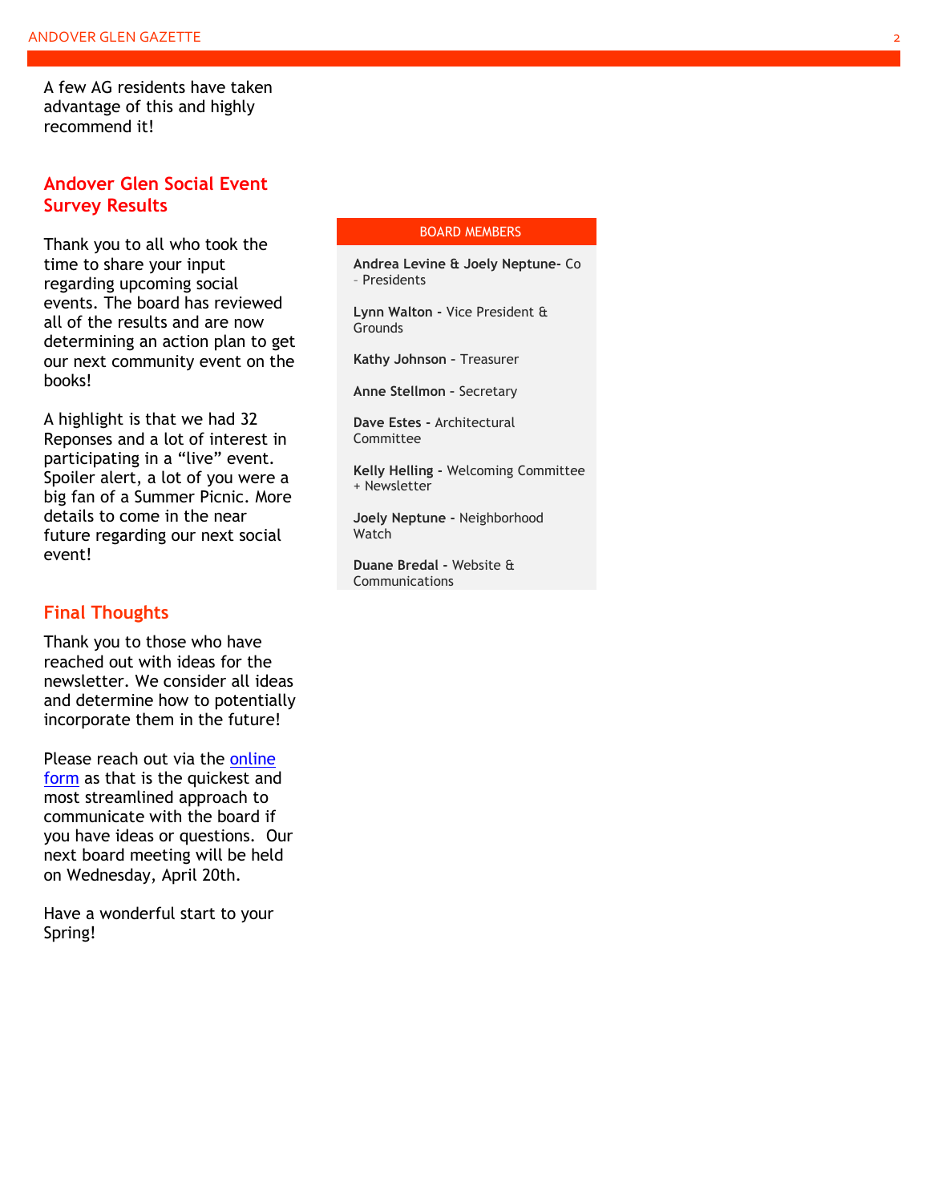A few AG residents have taken advantage of this and highly recommend it!

## Andover Glen Social Event Survey Results

Thank you to all who took the time to share your input regarding upcoming social events. The board has reviewed all of the results and are now determining an action plan to get our next community event on the books!

A highlight is that we had 32 Reponses and a lot of interest in participating in a "live" event. Spoiler alert, a lot of you were a big fan of a Summer Picnic. More details to come in the near future regarding our next social event!

## Final Thoughts

Thank you to those who have reached out with ideas for the newsletter. We consider all ideas and determine how to potentially incorporate them in the future!

Please reach out via the online form as that is the quickest and most streamlined approach to communicate with the board if you have ideas or questions. Our next board meeting will be held on Wednesday, April 20th.

Have a wonderful start to your Spring!

### BOARD MEMBERS

**Andrea Levine & Joely Neptune-** Co – Presidents

**Lynn Walton -** Vice President & Grounds

**Kathy Johnson -** Treasurer

**Anne Stellmon -** Secretary

**Dave Estes -** Architectural Committee

**Kelly Helling -** Welcoming Committee + Newsletter

**Joely Neptune -** Neighborhood Watch

**Duane Bredal -** Website & Communications